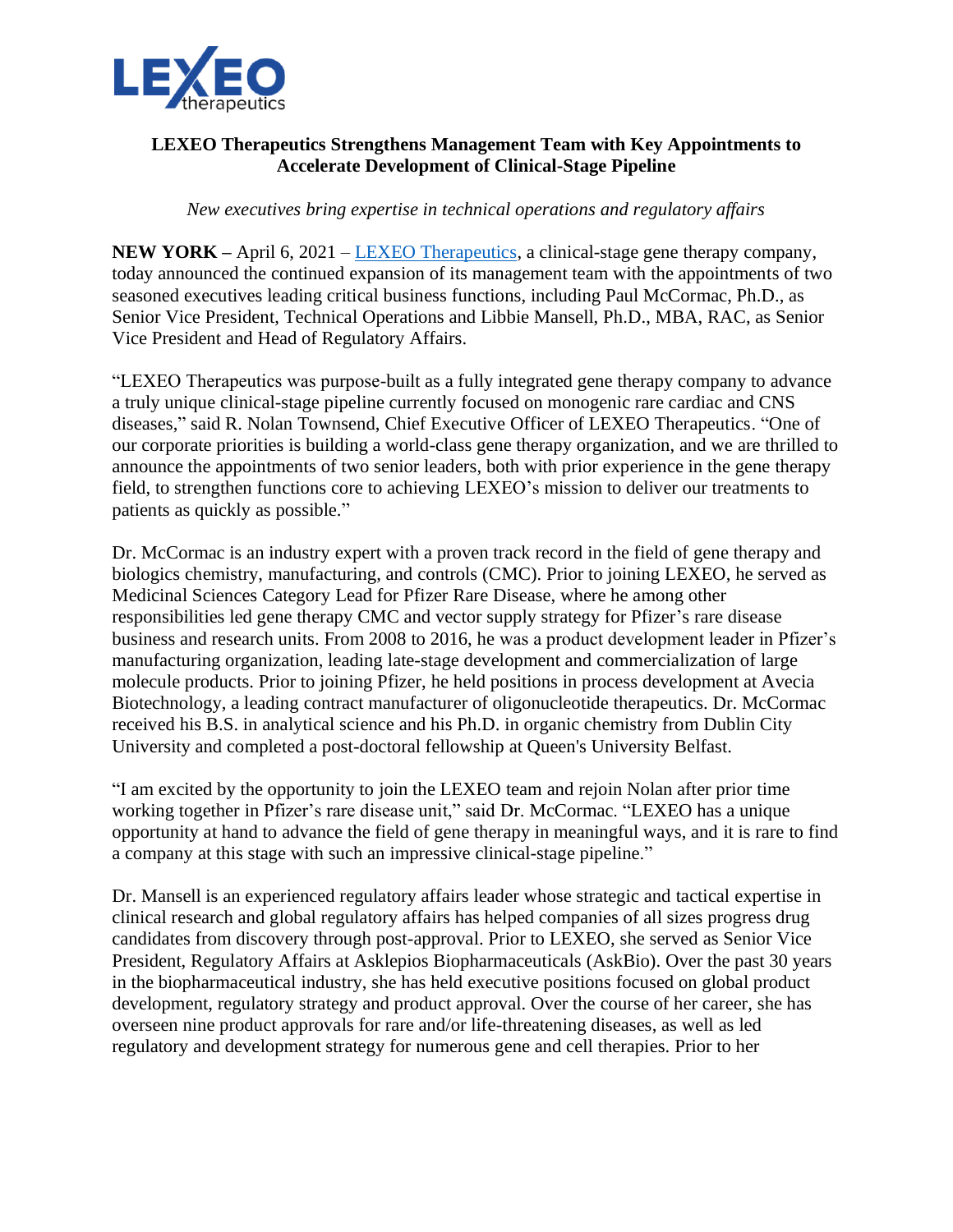# LEXEO Therapeutics Strengthens Management Team with Key Appointments to Accelerate Development of Clinical-Stage Pipeline

*New executives bring expertise in technical operations and regulatory affairs*

**NEW YORK –** April 6, 2021 – LEXEO Therapeutics, a clinical-stage gene therapy company, today announced the continued expansion of its management team with the appointments of two seasoned executives leading critical business functions, including Paul McCormac, Ph.D., as Senior Vice President, Technical Operations and Libbie Mansell, Ph.D., MBA, RAC, as Senior Vice President and Head of Regulatory Affairs.

"LEXEO Therapeutics was purpose-built as a fully integrated gene therapy company to advance a truly unique clinical-stage pipeline currently focused on monogenic rare cardiac and CNS diseases," said R. Nolan Townsend, Chief Executive Officer of LEXEO Therapeutics. "One of our corporate priorities is building a world-class gene therapy organization, and we are thrilled to announce the appointments of two senior leaders, both with prior experience in the gene therapy field, to strengthen functions core to achieving LEXEO's mission to deliver our treatments to patients as quickly as possible."

Dr. McCormac is an industry expert with a proven track record in the field of gene therapy and biologics chemistry, manufacturing, and controls (CMC). Prior to joining LEXEO, he served as Medicinal Sciences Category Lead for Pfizer Rare Disease, where he among other responsibilities led gene therapy CMC and vector supply strategy for Pfizer's rare disease business and research units. From 2008 to 2016, he was a product development leader in Pfizer's manufacturing organization, leading late-stage development and commercialization of large molecule products. Prior to joining Pfizer, he held positions in process development at Avecia Biotechnology, a leading contract manufacturer of oligonucleotide therapeutics. Dr. McCormac received his B.S. in analytical science and his Ph.D. in organic chemistry from Dublin City University and completed a post-doctoral fellowship at Queen's University Belfast.

"I am excited by the opportunity to join the LEXEO team and rejoin Nolan after prior time working together in Pfizer's rare disease unit," said Dr. McCormac. "LEXEO has a unique opportunity at hand to advance the field of gene therapy in meaningful ways, and it is rare to find a company at this stage with such an impressive clinical-stage pipeline."

Dr. Mansell is an experienced regulatory affairs leader whose strategic and tactical expertise in clinical research and global regulatory affairs has helped companies of all sizes progress drug candidates from discovery through post-approval. Prior to LEXEO, she served as Senior Vice President, Regulatory Affairs at Asklepios Biopharmaceuticals (AskBio). Over the past 30 years in the biopharmaceutical industry, she has held executive positions focused on global product development, regulatory strategy and product approval. Over the course of her career, she has overseen nine product approvals for rare and/or life-threatening diseases, as well as led regulatory and development strategy for numerous gene and cell therapies. Prior to her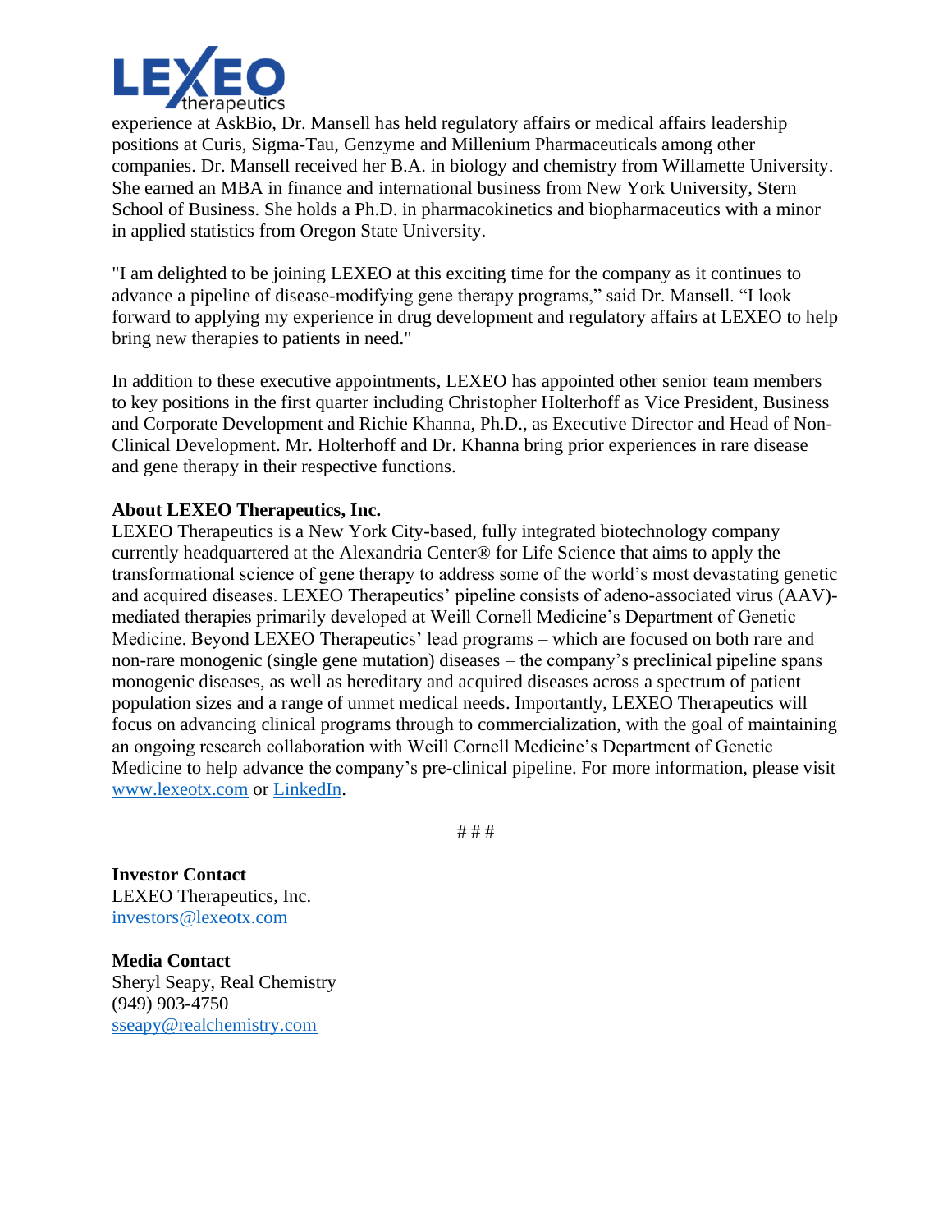experience at AskBio, Dr. Mansell has held regulatory affairs or medical affairs leadership positions at Curis, Sigma-Tau, Genzyme and Millenium Pharmaceuticals among other companies. Dr. Mansell received her B.A. in biology and chemistry from Willamette University. She earned an MBA in finance and international business from New York University, Stern School of Business. She holds a Ph.D. in pharmacokinetics and biopharmaceutics with a minor in applied statistics from Oregon State University.

"I am delighted to be joining LEXEO at this exciting time for the company as it continues to advance a pipeline of disease-modifying gene therapy programs," said Dr. Mansell. "I look forward to applying my experience in drug development and regulatory affairs at LEXEO to help bring new therapies to patients in need."

In addition to these executive appointments, LEXEO has appointed other senior team members to key positions in the first quarter including Christopher Holterhoff as Vice President, Business and Corporate Development and Richie Khanna, Ph.D., as Executive Director and Head of Non-Clinical Development. Mr. Holterhoff and Dr. Khanna bring prior experiences in rare disease and gene therapy in their respective functions.

**About LEXEO Therapeutics, Inc.**

LEXEO Therapeutics is a New York City-based, fully integrated biotechnology company currently headquartered at the Alexandria Center® for Life Science that aims to apply the transformational science of gene therapy to address some of the world's most devastating genetic and acquired diseases. LEXEO Therapeutics' pipeline consists of adeno-associated virus (AAV)-mediated therapies primarily developed at Weill Cornell Medicine's Department of Genetic Medicine. Beyond LEXEO Therapeutics' lead programs – which are focused on both rare and non-rare monogenic (single gene mutation) diseases – the company's preclinical pipeline spans monogenic diseases, as well as hereditary and acquired diseases across a spectrum of patient population sizes and a range of unmet medical needs. Importantly, LEXEO Therapeutics will focus on advancing clinical programs through to commercialization, with the goal of maintaining an ongoing research collaboration with Weill Cornell Medicine's Department of Genetic Medicine to help advance the company's pre-clinical pipeline. For more information, please visit www.lexeotx.com or LinkedIn.

# # #

**Investor Contact**
LEXEO Therapeutics, Inc.
investors@lexeotx.com

**Media Contact**
Sheryl Seapy, Real Chemistry
(949) 903-4750
sseapy@realchemistry.com